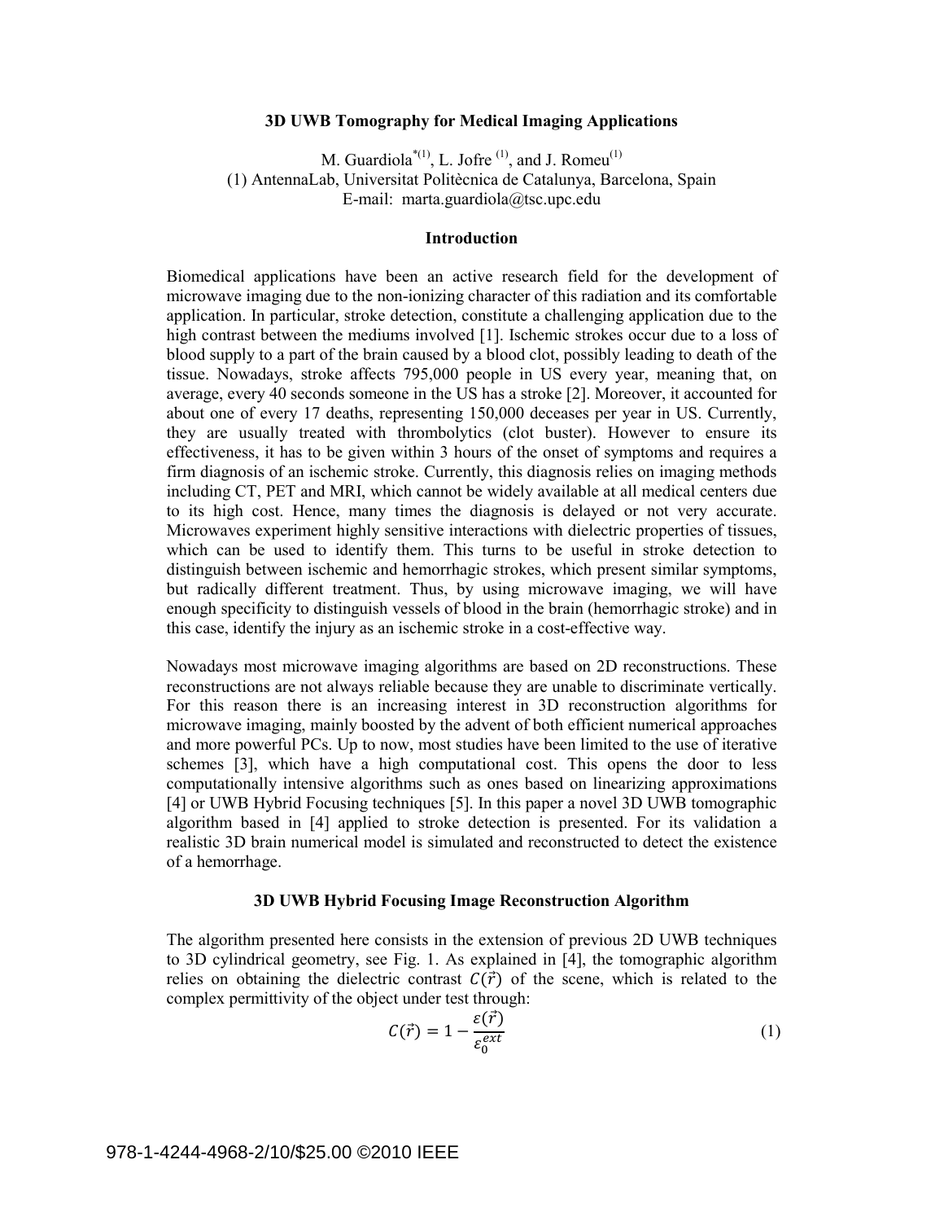# 3D UWB Tomography for Medical Imaging Applications

M. Guardiola*[(1)], L. Jofre [(1)], and J. Romeu[(1)]
(1) AntennaLab, Universitat Politècnica de Catalunya, Barcelona, Spain
E-mail: marta.guardiola@tsc.upc.edu

## Introduction

Biomedical applications have been an active research field for the development of microwave imaging due to the non-ionizing character of this radiation and its comfortable application. In particular, stroke detection, constitute a challenging application due to the high contrast between the mediums involved [1]. Ischemic strokes occur due to a loss of blood supply to a part of the brain caused by a blood clot, possibly leading to death of the tissue. Nowadays, stroke affects 795,000 people in US every year, meaning that, on average, every 40 seconds someone in the US has a stroke [2]. Moreover, it accounted for about one of every 17 deaths, representing 150,000 deceases per year in US. Currently, they are usually treated with thrombolytics (clot buster). However to ensure its effectiveness, it has to be given within 3 hours of the onset of symptoms and requires a firm diagnosis of an ischemic stroke. Currently, this diagnosis relies on imaging methods including CT, PET and MRI, which cannot be widely available at all medical centers due to its high cost. Hence, many times the diagnosis is delayed or not very accurate. Microwaves experiment highly sensitive interactions with dielectric properties of tissues, which can be used to identify them. This turns to be useful in stroke detection to distinguish between ischemic and hemorrhagic strokes, which present similar symptoms, but radically different treatment. Thus, by using microwave imaging, we will have enough specificity to distinguish vessels of blood in the brain (hemorrhagic stroke) and in this case, identify the injury as an ischemic stroke in a cost-effective way.

Nowadays most microwave imaging algorithms are based on 2D reconstructions. These reconstructions are not always reliable because they are unable to discriminate vertically. For this reason there is an increasing interest in 3D reconstruction algorithms for microwave imaging, mainly boosted by the advent of both efficient numerical approaches and more powerful PCs. Up to now, most studies have been limited to the use of iterative schemes [3], which have a high computational cost. This opens the door to less computationally intensive algorithms such as ones based on linearizing approximations [4] or UWB Hybrid Focusing techniques [5]. In this paper a novel 3D UWB tomographic algorithm based in [4] applied to stroke detection is presented. For its validation a realistic 3D brain numerical model is simulated and reconstructed to detect the existence of a hemorrhage.

## 3D UWB Hybrid Focusing Image Reconstruction Algorithm

The algorithm presented here consists in the extension of previous 2D UWB techniques to 3D cylindrical geometry, see Fig. 1. As explained in [4], the tomographic algorithm relies on obtaining the dielectric contrast $C(\vec{r})$ of the scene, which is related to the complex permittivity of the object under test through:

$$C(\vec{r}) = 1 - \frac{\varepsilon(\vec{r})}{\varepsilon_0^{ext}} \tag{1}$$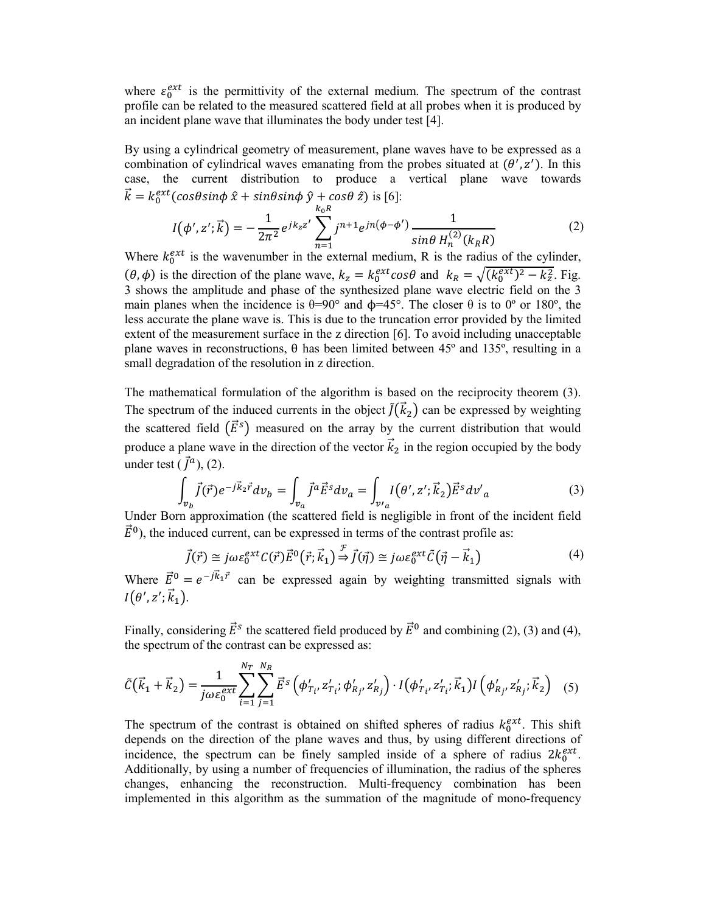where $\varepsilon_0^{ext}$ is the permittivity of the external medium. The spectrum of the contrast profile can be related to the measured scattered field at all probes when it is produced by an incident plane wave that illuminates the body under test [4].

By using a cylindrical geometry of measurement, plane waves have to be expressed as a combination of cylindrical waves emanating from the probes situated at $(\theta', z')$. In this case, the current distribution to produce a vertical plane wave towards $\vec{k} = k_0^{ext}(cos\theta sin\phi\, \hat{x} + sin\theta sin\phi\, \hat{y} + cos\theta\, \hat{z})$ is [6]:

$$I(\phi', z'; \vec{k}) = -\frac{1}{2\pi^2} e^{jk_z z'} \sum_{n=1}^{k_0 R} j^{n+1} e^{jn(\phi-\phi')} \frac{1}{sin\theta\, H_n^{(2)}(k_R R)} \tag{2}$$

Where $k_0^{ext}$ is the wavenumber in the external medium, R is the radius of the cylinder, $(\theta, \phi)$ is the direction of the plane wave, $k_z = k_0^{ext} cos\theta$ and $k_R = \sqrt{(k_0^{ext})^2 - k_z^2}$. Fig. 3 shows the amplitude and phase of the synthesized plane wave electric field on the 3 main planes when the incidence is θ=90° and ϕ=45°. The closer θ is to 0º or 180º, the less accurate the plane wave is. This is due to the truncation error provided by the limited extent of the measurement surface in the z direction [6]. To avoid including unacceptable plane waves in reconstructions, θ has been limited between 45º and 135º, resulting in a small degradation of the resolution in z direction.

The mathematical formulation of the algorithm is based on the reciprocity theorem (3). The spectrum of the induced currents in the object $\tilde{J}(\vec{k}_2)$ can be expressed by weighting the scattered field $(\vec{E}^s)$ measured on the array by the current distribution that would produce a plane wave in the direction of the vector $\vec{k}_2$ in the region occupied by the body under test ($\vec{J}^a$), (2).

$$\int_{v_b} \vec{J}(\vec{r}) e^{-j\vec{k}_2 \vec{r}} dv_b = \int_{v_a} \vec{J}^a \vec{E}^s dv_a = \int_{v'_a} I(\theta', z'; \vec{k}_2) \vec{E}^s dv'_a \tag{3}$$

Under Born approximation (the scattered field is negligible in front of the incident field $\vec{E}^0$), the induced current, can be expressed in terms of the contrast profile as:

$$\vec{J}(\vec{r}) \cong j\omega\varepsilon_0^{ext} C(\vec{r}) \vec{E}^0(\vec{r}; \vec{k}_1) \overset{\mathcal{F}}{\Rightarrow} \tilde{J}(\vec{\eta}) \cong j\omega\varepsilon_0^{ext} \tilde{C}(\vec{\eta} - \vec{k}_1) \tag{4}$$

Where $\vec{E}^0 = e^{-j\vec{k}_1 \vec{r}}$ can be expressed again by weighting transmitted signals with $I(\theta', z'; \vec{k}_1)$.

Finally, considering $\vec{E}^s$ the scattered field produced by $\vec{E}^0$ and combining (2), (3) and (4), the spectrum of the contrast can be expressed as:

$$\tilde{C}(\vec{k}_1 + \vec{k}_2) = \frac{1}{j\omega\varepsilon_0^{ext}} \sum_{i=1}^{N_T} \sum_{j=1}^{N_R} \vec{E}^s\left(\phi'_{T_i}, z'_{T_i}; \phi'_{R_j}, z'_{R_j}\right) \cdot I\left(\phi'_{T_i}, z'_{T_i}; \vec{k}_1\right) I\left(\phi'_{R_j}, z'_{R_j}; \vec{k}_2\right) \tag{5}$$

The spectrum of the contrast is obtained on shifted spheres of radius $k_0^{ext}$. This shift depends on the direction of the plane waves and thus, by using different directions of incidence, the spectrum can be finely sampled inside of a sphere of radius $2k_0^{ext}$. Additionally, by using a number of frequencies of illumination, the radius of the spheres changes, enhancing the reconstruction. Multi-frequency combination has been implemented in this algorithm as the summation of the magnitude of mono-frequency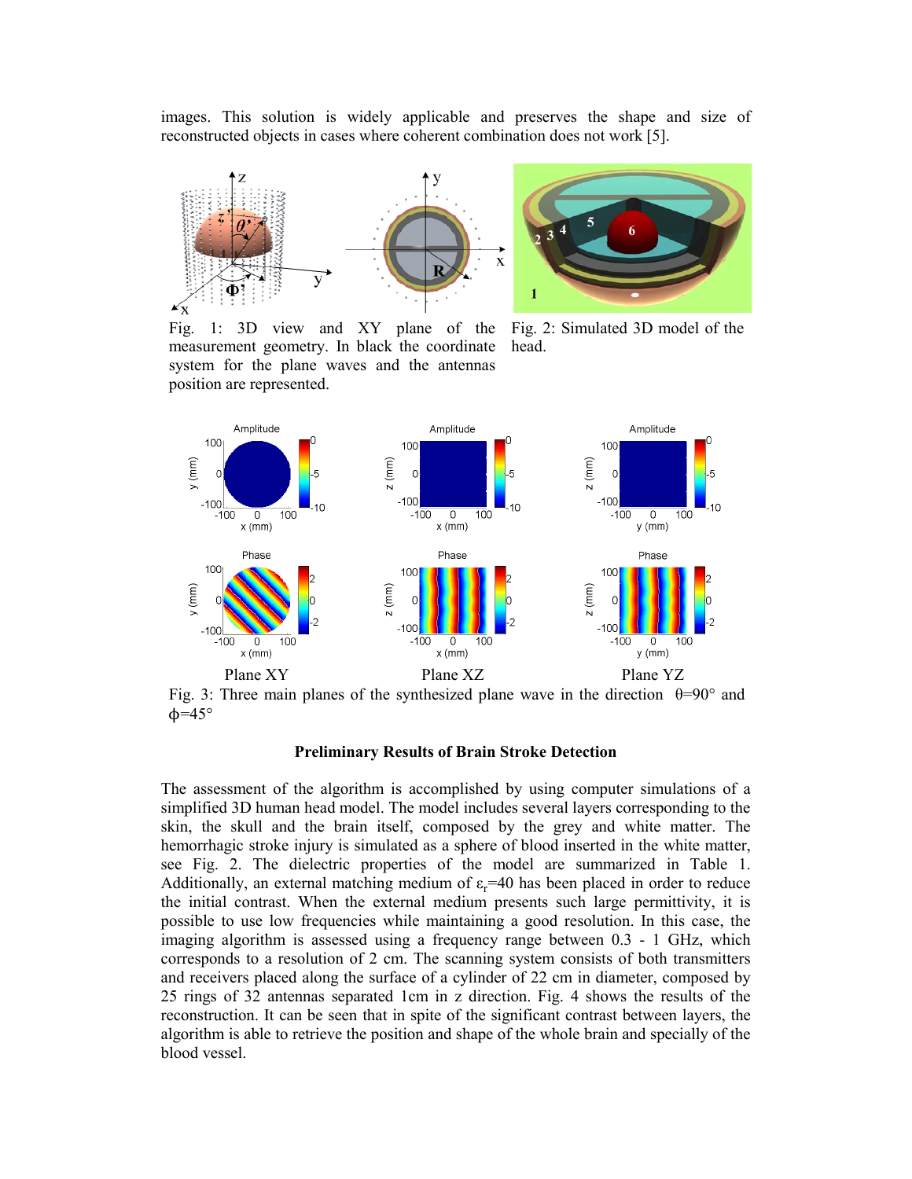images. This solution is widely applicable and preserves the shape and size of reconstructed objects in cases where coherent combination does not work [5].

Fig. 1: 3D view and XY plane of the measurement geometry. In black the coordinate system for the plane waves and the antennas position are represented.

Fig. 2: Simulated 3D model of the head.

Fig. 3: Three main planes of the synthesized plane wave in the direction θ=90° and ϕ=45°

**Preliminary Results of Brain Stroke Detection**

The assessment of the algorithm is accomplished by using computer simulations of a simplified 3D human head model. The model includes several layers corresponding to the skin, the skull and the brain itself, composed by the grey and white matter. The hemorrhagic stroke injury is simulated as a sphere of blood inserted in the white matter, see Fig. 2. The dielectric properties of the model are summarized in Table 1. Additionally, an external matching medium of $\varepsilon_r$=40 has been placed in order to reduce the initial contrast. When the external medium presents such large permittivity, it is possible to use low frequencies while maintaining a good resolution. In this case, the imaging algorithm is assessed using a frequency range between 0.3 - 1 GHz, which corresponds to a resolution of 2 cm. The scanning system consists of both transmitters and receivers placed along the surface of a cylinder of 22 cm in diameter, composed by 25 rings of 32 antennas separated 1cm in z direction. Fig. 4 shows the results of the reconstruction. It can be seen that in spite of the significant contrast between layers, the algorithm is able to retrieve the position and shape of the whole brain and specially of the blood vessel.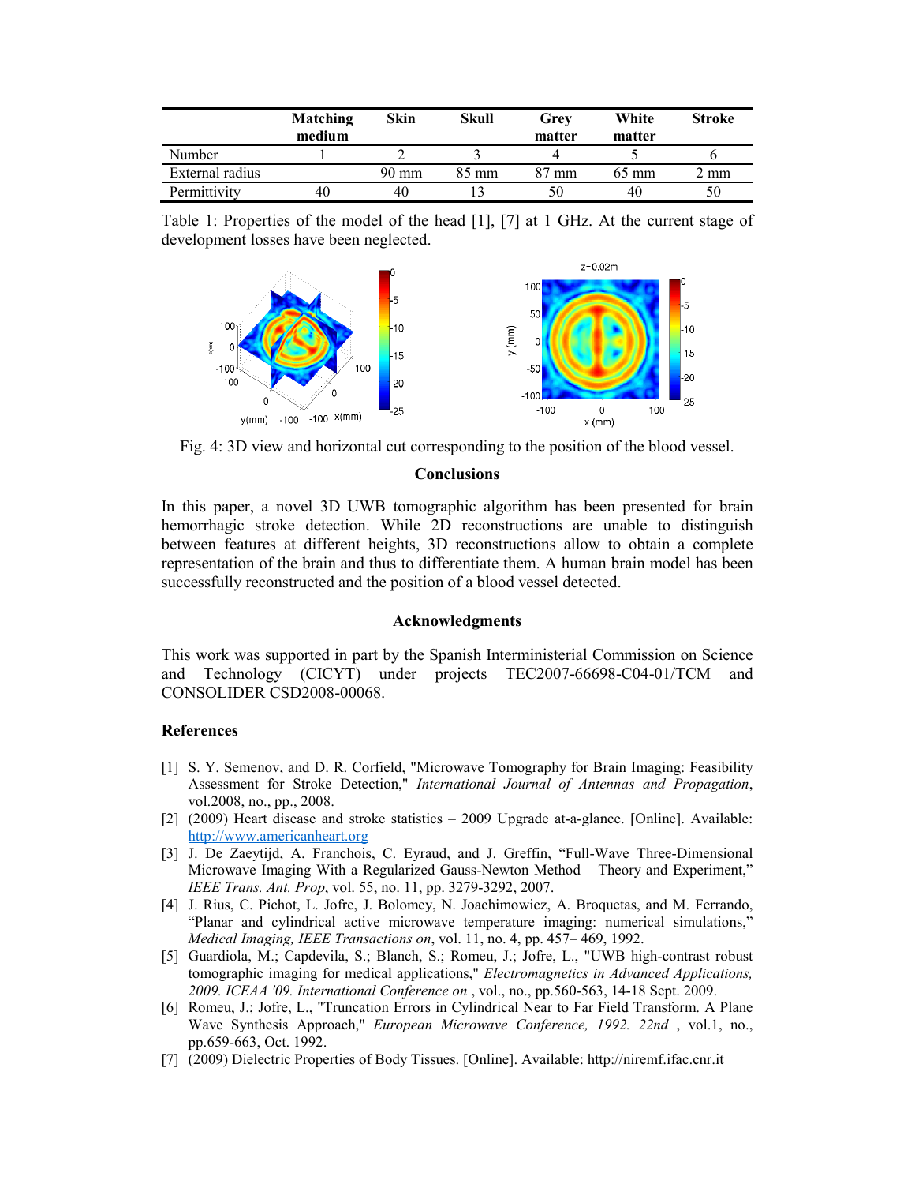| | Matching medium | Skin | Skull | Grey matter | White matter | Stroke |
|---|---|---|---|---|---|---|
| Number | 1 | 2 | 3 | 4 | 5 | 6 |
| External radius | | 90 mm | 85 mm | 87 mm | 65 mm | 2 mm |
| Permittivity | 40 | 40 | 13 | 50 | 40 | 50 |

Table 1: Properties of the model of the head [1], [7] at 1 GHz. At the current stage of development losses have been neglected.

z=0.02m

100
0
-100
100
0
y(mm) -100 -100 x(mm)
100
0

0
-5
-10
-15
-20
-25

y (mm)
100
50
0
-50
-100
-100 0 100
x (mm)

0
-5
-10
-15
-20
-25

Fig. 4: 3D view and horizontal cut corresponding to the position of the blood vessel.

## Conclusions

In this paper, a novel 3D UWB tomographic algorithm has been presented for brain hemorrhagic stroke detection. While 2D reconstructions are unable to distinguish between features at different heights, 3D reconstructions allow to obtain a complete representation of the brain and thus to differentiate them. A human brain model has been successfully reconstructed and the position of a blood vessel detected.

## Acknowledgments

This work was supported in part by the Spanish Interministerial Commission on Science and Technology (CICYT) under projects TEC2007-66698-C04-01/TCM and CONSOLIDER CSD2008-00068.

## References

[1] S. Y. Semenov, and D. R. Corfield, "Microwave Tomography for Brain Imaging: Feasibility Assessment for Stroke Detection," *International Journal of Antennas and Propagation*, vol.2008, no., pp., 2008.

[2] (2009) Heart disease and stroke statistics – 2009 Upgrade at-a-glance. [Online]. Available: http://www.americanheart.org

[3] J. De Zaeytijd, A. Franchois, C. Eyraud, and J. Greffin, "Full-Wave Three-Dimensional Microwave Imaging With a Regularized Gauss-Newton Method – Theory and Experiment," *IEEE Trans. Ant. Prop*, vol. 55, no. 11, pp. 3279-3292, 2007.

[4] J. Rius, C. Pichot, L. Jofre, J. Bolomey, N. Joachimowicz, A. Broquetas, and M. Ferrando, "Planar and cylindrical active microwave temperature imaging: numerical simulations," *Medical Imaging, IEEE Transactions on*, vol. 11, no. 4, pp. 457– 469, 1992.

[5] Guardiola, M.; Capdevila, S.; Blanch, S.; Romeu, J.; Jofre, L., "UWB high-contrast robust tomographic imaging for medical applications," *Electromagnetics in Advanced Applications, 2009. ICEAA '09. International Conference on* , vol., no., pp.560-563, 14-18 Sept. 2009.

[6] Romeu, J.; Jofre, L., "Truncation Errors in Cylindrical Near to Far Field Transform. A Plane Wave Synthesis Approach," *European Microwave Conference, 1992. 22nd* , vol.1, no., pp.659-663, Oct. 1992.

[7] (2009) Dielectric Properties of Body Tissues. [Online]. Available: http://niremf.ifac.cnr.it